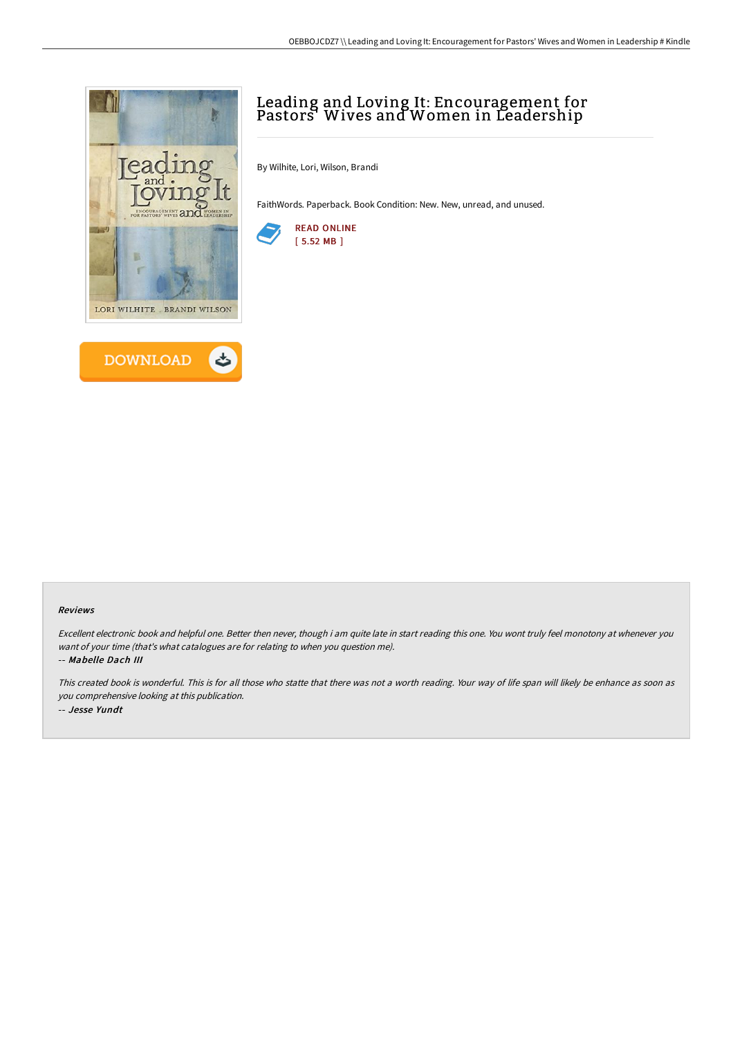# Leading and Loving It: Encouragement for Pastors' Wives and Women in Leadership

By Wilhite, Lori, Wilson, Brandi

FaithWords. Paperback. Book Condition: New. New, unread, and unused.

READ ONLINE
[ 5.52 MB ]

DOWNLOAD

## Reviews

*Excellent electronic book and helpful one. Better then never, though i am quite late in start reading this one. You wont truly feel monotony at whenever you want of your time (that's what catalogues are for relating to when you question me).*

*-- Mabelle Dach III*

*This created book is wonderful. This is for all those who statte that there was not a worth reading. Your way of life span will likely be enhance as soon as you comprehensive looking at this publication.*

*-- Jesse Yundt*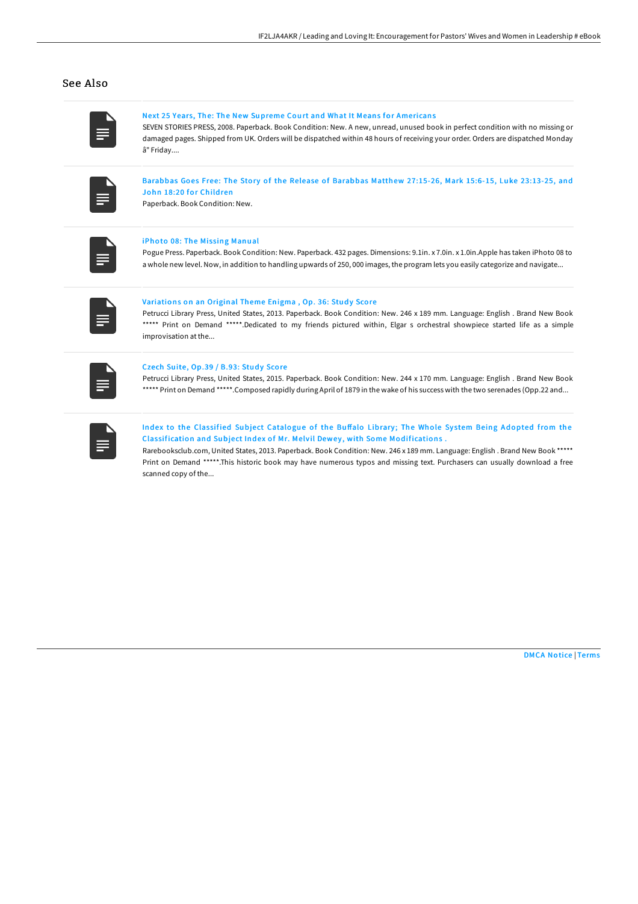## See Also

### Next 25 Years, The: The New Supreme Court and What It Means for Americans

SEVEN STORIES PRESS, 2008. Paperback. Book Condition: New. A new, unread, unused book in perfect condition with no missing or damaged pages. Shipped from UK. Orders will be dispatched within 48 hours of receiving your order. Orders are dispatched Monday â" Friday....

### Barabbas Goes Free: The Story of the Release of Barabbas Matthew 27:15-26, Mark 15:6-15, Luke 23:13-25, and John 18:20 for Children

Paperback. Book Condition: New.

### iPhoto 08: The Missing Manual

Pogue Press. Paperback. Book Condition: New. Paperback. 432 pages. Dimensions: 9.1in. x 7.0in. x 1.0in.Apple has taken iPhoto 08 to a whole new level. Now, in addition to handling upwards of 250, 000 images, the program lets you easily categorize and navigate...

### Variations on an Original Theme Enigma , Op. 36: Study Score

Petrucci Library Press, United States, 2013. Paperback. Book Condition: New. 246 x 189 mm. Language: English . Brand New Book ***** Print on Demand *****.Dedicated to my friends pictured within, Elgar s orchestral showpiece started life as a simple improvisation at the...

### Czech Suite, Op.39 / B.93: Study Score

Petrucci Library Press, United States, 2015. Paperback. Book Condition: New. 244 x 170 mm. Language: English . Brand New Book ***** Print on Demand *****.Composed rapidly during April of 1879 in the wake of his success with the two serenades (Opp.22 and...

### Index to the Classified Subject Catalogue of the Buffalo Library; The Whole System Being Adopted from the Classification and Subject Index of Mr. Melvil Dewey, with Some Modifications .

Rarebooksclub.com, United States, 2013. Paperback. Book Condition: New. 246 x 189 mm. Language: English . Brand New Book ***** Print on Demand *****.This historic book may have numerous typos and missing text. Purchasers can usually download a free scanned copy of the...

DMCA Notice | Terms